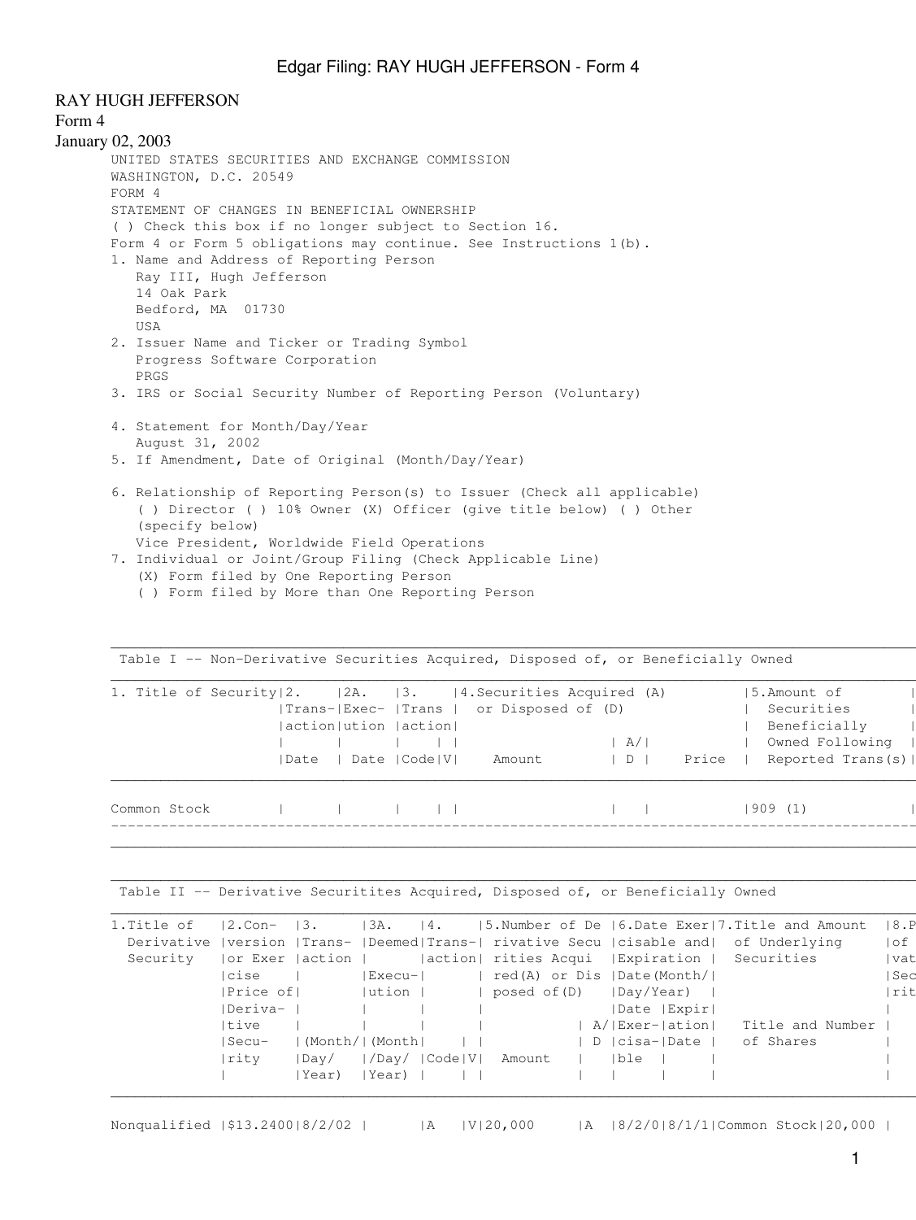Edgar Filing: RAY HUGH JEFFERSON - Form 4

RAY HUGH JEFFERSON
Form 4
January 02, 2003

UNITED STATES SECURITIES AND EXCHANGE COMMISSION
WASHINGTON, D.C. 20549
FORM 4
STATEMENT OF CHANGES IN BENEFICIAL OWNERSHIP
( ) Check this box if no longer subject to Section 16.
Form 4 or Form 5 obligations may continue. See Instructions 1(b).

1. Name and Address of Reporting Person
   Ray III, Hugh Jefferson
   14 Oak Park
   Bedford, MA 01730
   USA
2. Issuer Name and Ticker or Trading Symbol
   Progress Software Corporation
   PRGS
3. IRS or Social Security Number of Reporting Person (Voluntary)

4. Statement for Month/Day/Year
   August 31, 2002
5. If Amendment, Date of Original (Month/Day/Year)

6. Relationship of Reporting Person(s) to Issuer (Check all applicable)
   ( ) Director ( ) 10% Owner (X) Officer (give title below) ( ) Other (specify below)
   Vice President, Worldwide Field Operations
7. Individual or Joint/Group Filing (Check Applicable Line)
   (X) Form filed by One Reporting Person
   ( ) Form filed by More than One Reporting Person

Table I -- Non-Derivative Securities Acquired, Disposed of, or Beneficially Owned

| 1. Title of Security | 2. Transaction Date | 2A. Execution Date | 3. Transaction Code | V | 4. Securities Acquired (A) or Disposed of (D) Amount | A/D | Price | 5. Amount of Securities Beneficially Owned Following Reported Trans(s) |
|---|---|---|---|---|---|---|---|---|
| Common Stock | | | | | | | | 909 (1) |

Table II -- Derivative Securitites Acquired, Disposed of, or Beneficially Owned

| 1. Title of Derivative Security | 2. Conversion or Exercise Price of Derivative Security | 3. Transaction (Month/Day/Year) | 3A. Deemed Execution (Month/Day/Year) | 4. Transaction Code | V | 5. Number of Derivative Securities Acquired (A) or Disposed of (D) Amount | A/D | 6. Date Exercisable | Expiration Date | 7. Title and Amount of Underlying Securities Title | and Number of Shares | 8. P of vat Sec rit |
|---|---|---|---|---|---|---|---|---|---|---|---|---|
| Nonqualified | $13.2400 | 8/2/02 | | A | V | 20,000 | A | 8/2/0 | 8/1/1 | Common Stock | 20,000 | |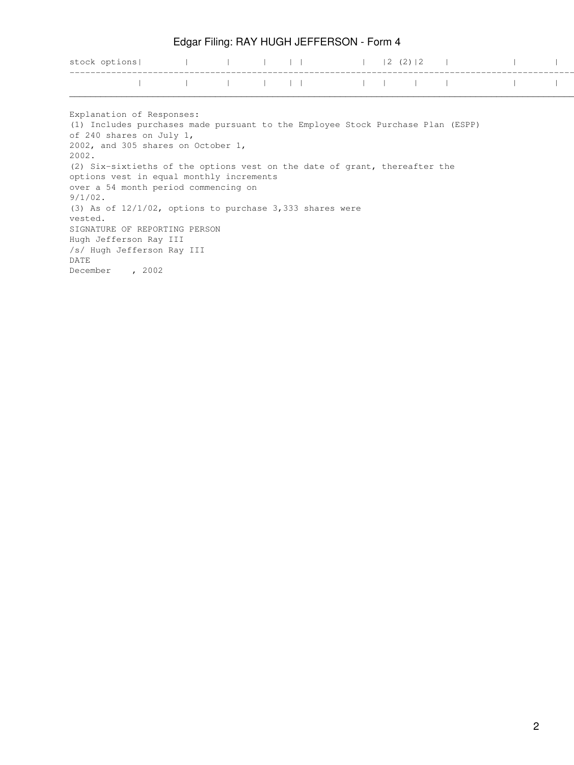| | | | | | | | | | | | | |
|---|---|---|---|---|---|---|---|---|---|---|---|---|
| stock options | | | | | | | 2 (2) | 2 | | | | |
| | | | | | | | | | | | | |

Explanation of Responses:
(1) Includes purchases made pursuant to the Employee Stock Purchase Plan (ESPP) of 240 shares on July 1, 2002, and 305 shares on October 1, 2002.
(2) Six-sixtieths of the options vest on the date of grant, thereafter the options vest in equal monthly increments over a 54 month period commencing on 9/1/02.
(3) As of 12/1/02, options to purchase 3,333 shares were vested.

SIGNATURE OF REPORTING PERSON
Hugh Jefferson Ray III
/s/ Hugh Jefferson Ray III
DATE
December , 2002